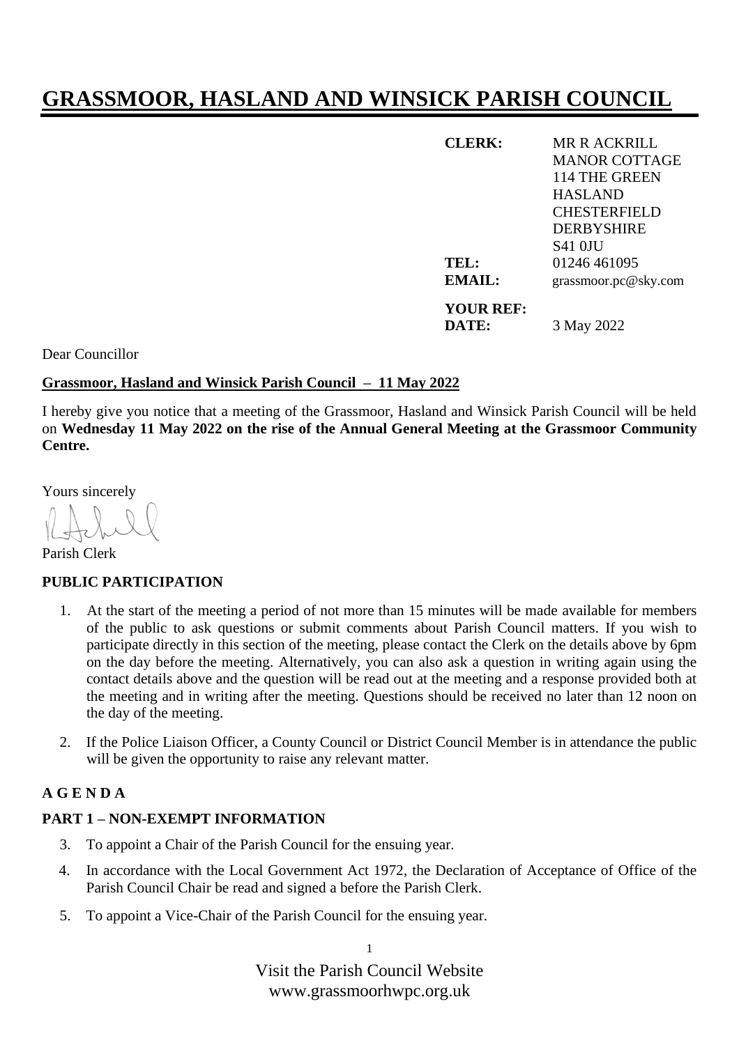# GRASSMOOR, HASLAND AND WINSICK PARISH COUNCIL

**CLERK:** MR R ACKRILL
MANOR COTTAGE
114 THE GREEN
HASLAND
CHESTERFIELD
DERBYSHIRE
S41 0JU

**TEL:** 01246 461095
**EMAIL:** grassmoor.pc@sky.com

**YOUR REF:**
**DATE:** 3 May 2022

Dear Councillor

**Grassmoor, Hasland and Winsick Parish Council – 11 May 2022**

I hereby give you notice that a meeting of the Grassmoor, Hasland and Winsick Parish Council will be held on **Wednesday 11 May 2022 on the rise of the Annual General Meeting at the Grassmoor Community Centre.**

Yours sincerely

Parish Clerk

**PUBLIC PARTICIPATION**

1. At the start of the meeting a period of not more than 15 minutes will be made available for members of the public to ask questions or submit comments about Parish Council matters. If you wish to participate directly in this section of the meeting, please contact the Clerk on the details above by 6pm on the day before the meeting. Alternatively, you can also ask a question in writing again using the contact details above and the question will be read out at the meeting and a response provided both at the meeting and in writing after the meeting. Questions should be received no later than 12 noon on the day of the meeting.

2. If the Police Liaison Officer, a County Council or District Council Member is in attendance the public will be given the opportunity to raise any relevant matter.

**A G E N D A**

**PART 1 – NON-EXEMPT INFORMATION**

3. To appoint a Chair of the Parish Council for the ensuing year.

4. In accordance with the Local Government Act 1972, the Declaration of Acceptance of Office of the Parish Council Chair be read and signed a before the Parish Clerk.

5. To appoint a Vice-Chair of the Parish Council for the ensuing year.

Visit the Parish Council Website
www.grassmoorhwpc.org.uk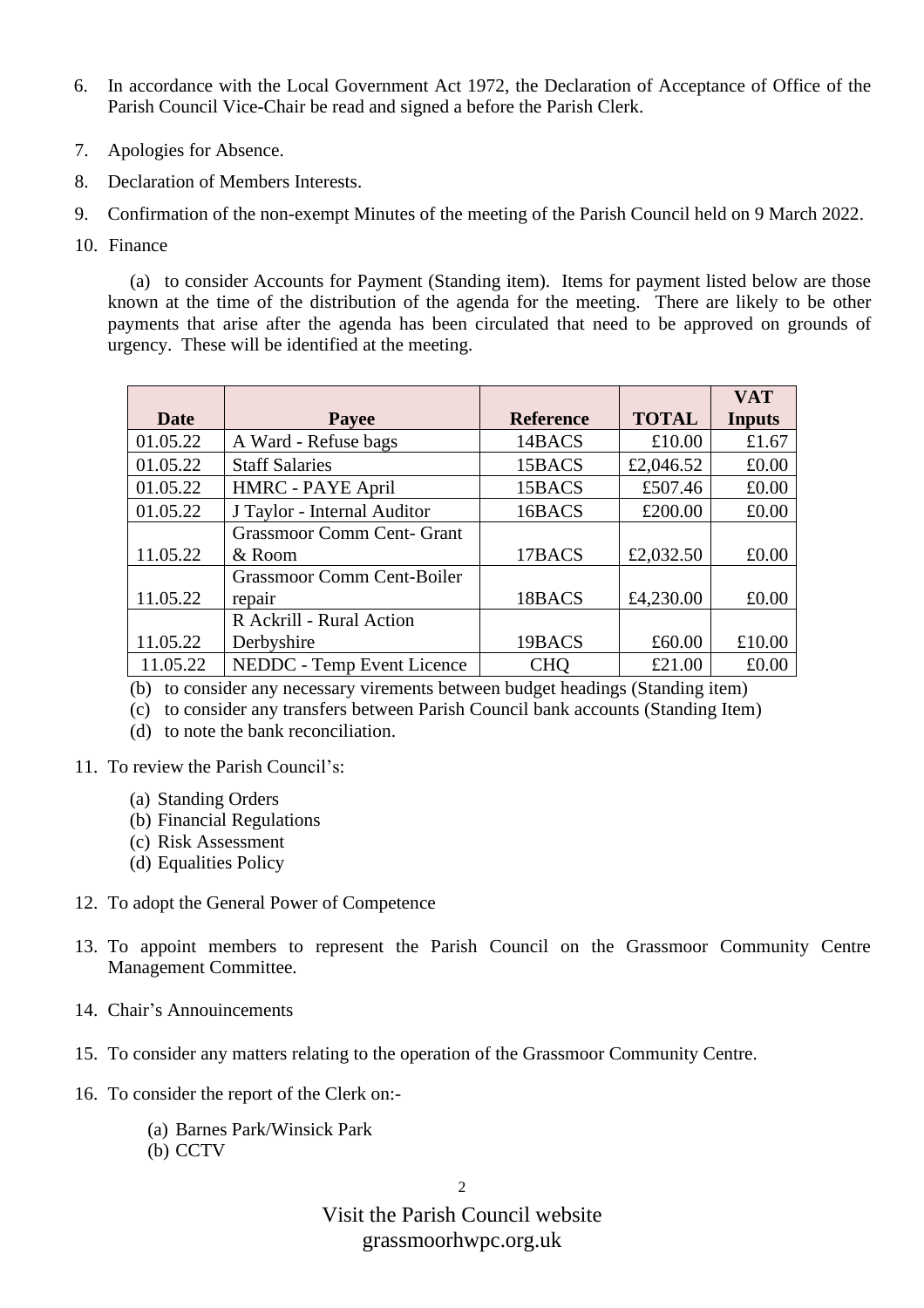6. In accordance with the Local Government Act 1972, the Declaration of Acceptance of Office of the Parish Council Vice-Chair be read and signed a before the Parish Clerk.

7. Apologies for Absence.

8. Declaration of Members Interests.

9. Confirmation of the non-exempt Minutes of the meeting of the Parish Council held on 9 March 2022.

10. Finance

    (a) to consider Accounts for Payment (Standing item). Items for payment listed below are those known at the time of the distribution of the agenda for the meeting. There are likely to be other payments that arise after the agenda has been circulated that need to be approved on grounds of urgency. These will be identified at the meeting.

| Date | Payee | Reference | TOTAL | VAT Inputs |
|---|---|---|---|---|
| 01.05.22 | A Ward - Refuse bags | 14BACS | £10.00 | £1.67 |
| 01.05.22 | Staff Salaries | 15BACS | £2,046.52 | £0.00 |
| 01.05.22 | HMRC - PAYE April | 15BACS | £507.46 | £0.00 |
| 01.05.22 | J Taylor - Internal Auditor | 16BACS | £200.00 | £0.00 |
| 11.05.22 | Grassmoor Comm Cent- Grant & Room | 17BACS | £2,032.50 | £0.00 |
| 11.05.22 | Grassmoor Comm Cent-Boiler repair | 18BACS | £4,230.00 | £0.00 |
| 11.05.22 | R Ackrill - Rural Action Derbyshire | 19BACS | £60.00 | £10.00 |
| 11.05.22 | NEDDC - Temp Event Licence | CHQ | £21.00 | £0.00 |

    (b) to consider any necessary virements between budget headings (Standing item)

    (c) to consider any transfers between Parish Council bank accounts (Standing Item)

    (d) to note the bank reconciliation.

11. To review the Parish Council's:

    (a) Standing Orders
    (b) Financial Regulations
    (c) Risk Assessment
    (d) Equalities Policy

12. To adopt the General Power of Competence

13. To appoint members to represent the Parish Council on the Grassmoor Community Centre Management Committee.

14. Chair's Annouincements

15. To consider any matters relating to the operation of the Grassmoor Community Centre.

16. To consider the report of the Clerk on:-

    (a) Barnes Park/Winsick Park
    (b) CCTV

Visit the Parish Council website
grassmoorhwpc.org.uk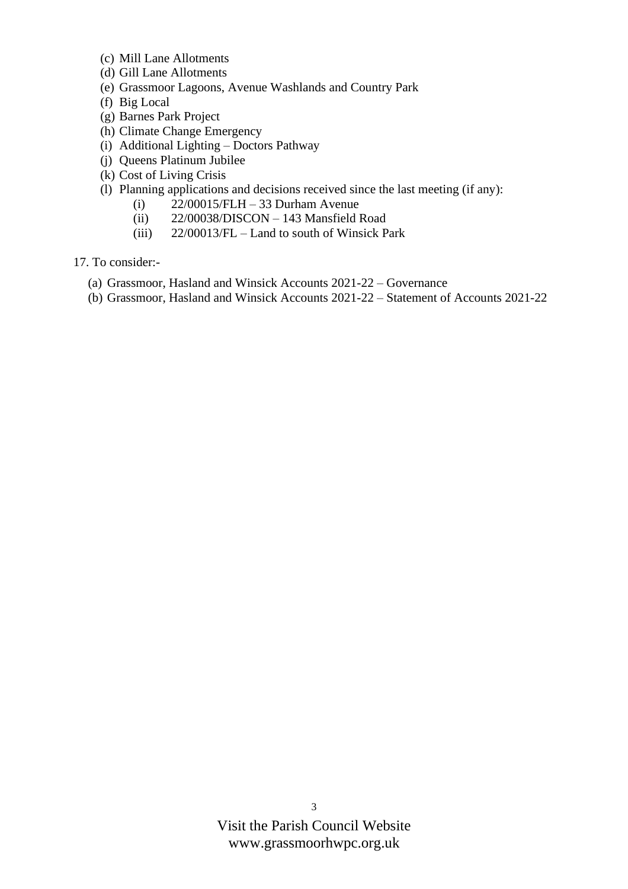(c) Mill Lane Allotments
(d) Gill Lane Allotments
(e) Grassmoor Lagoons, Avenue Washlands and Country Park
(f) Big Local
(g) Barnes Park Project
(h) Climate Change Emergency
(i) Additional Lighting – Doctors Pathway
(j) Queens Platinum Jubilee
(k) Cost of Living Crisis
(l) Planning applications and decisions received since the last meeting (if any):
    (i) 22/00015/FLH – 33 Durham Avenue
    (ii) 22/00038/DISCON – 143 Mansfield Road
    (iii) 22/00013/FL – Land to south of Winsick Park

17. To consider:-

(a) Grassmoor, Hasland and Winsick Accounts 2021-22 – Governance
(b) Grassmoor, Hasland and Winsick Accounts 2021-22 – Statement of Accounts 2021-22

Visit the Parish Council Website
www.grassmoorhwpc.org.uk